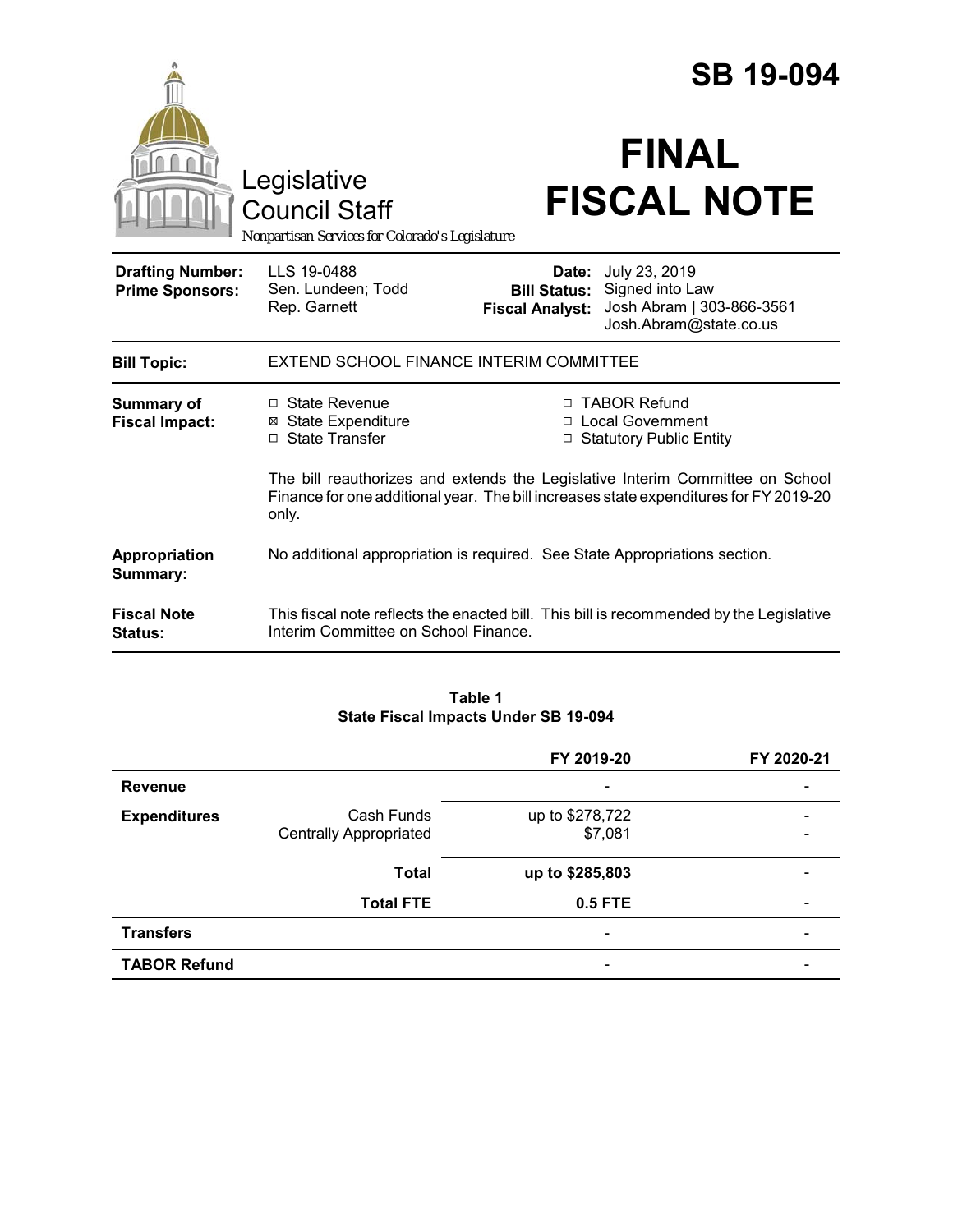# SB 19-094

Legislative Council Staff

*Nonpartisan Services for Colorado's Legislature*

# FINAL FISCAL NOTE

| | | | |
|---|---|---|---|
| **Drafting Number:** | LLS 19-0488 | **Date:** | July 23, 2019 |
| **Prime Sponsors:** | Sen. Lundeen; Todd<br>Rep. Garnett | **Bill Status:** | Signed into Law |
| | | **Fiscal Analyst:** | Josh Abram \| 303-866-3561<br>Josh.Abram@state.co.us |

| | |
|---|---|
| **Bill Topic:** | EXTEND SCHOOL FINANCE INTERIM COMMITTEE |
| **Summary of Fiscal Impact:** | ☐ State Revenue<br>☒ State Expenditure<br>☐ State Transfer<br>☐ TABOR Refund<br>☐ Local Government<br>☐ Statutory Public Entity<br><br>The bill reauthorizes and extends the Legislative Interim Committee on School Finance for one additional year. The bill increases state expenditures for FY 2019-20 only. |
| **Appropriation Summary:** | No additional appropriation is required. See State Appropriations section. |
| **Fiscal Note Status:** | This fiscal note reflects the enacted bill. This bill is recommended by the Legislative Interim Committee on School Finance. |

**Table 1**
**State Fiscal Impacts Under SB 19-094**

| | | FY 2019-20 | FY 2020-21 |
|---|---|---|---|
| **Revenue** | | - | - |
| **Expenditures** | Cash Funds | up to $278,722 | - |
| | Centrally Appropriated | $7,081 | - |
| | **Total** | **up to $285,803** | - |
| | **Total FTE** | **0.5 FTE** | - |
| **Transfers** | | - | - |
| **TABOR Refund** | | - | - |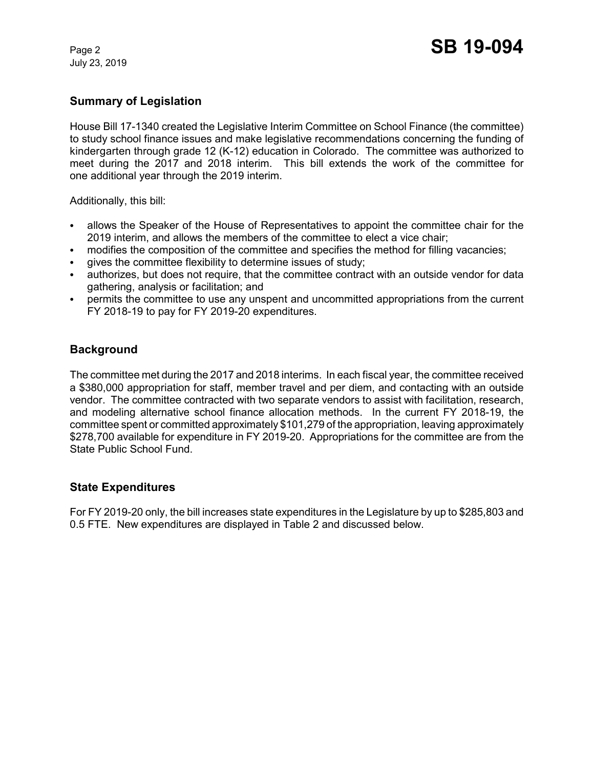## Summary of Legislation

House Bill 17-1340 created the Legislative Interim Committee on School Finance (the committee) to study school finance issues and make legislative recommendations concerning the funding of kindergarten through grade 12 (K-12) education in Colorado. The committee was authorized to meet during the 2017 and 2018 interim. This bill extends the work of the committee for one additional year through the 2019 interim.

Additionally, this bill:

- allows the Speaker of the House of Representatives to appoint the committee chair for the 2019 interim, and allows the members of the committee to elect a vice chair;
- modifies the composition of the committee and specifies the method for filling vacancies;
- gives the committee flexibility to determine issues of study;
- authorizes, but does not require, that the committee contract with an outside vendor for data gathering, analysis or facilitation; and
- permits the committee to use any unspent and uncommitted appropriations from the current FY 2018-19 to pay for FY 2019-20 expenditures.

## Background

The committee met during the 2017 and 2018 interims. In each fiscal year, the committee received a $380,000 appropriation for staff, member travel and per diem, and contacting with an outside vendor. The committee contracted with two separate vendors to assist with facilitation, research, and modeling alternative school finance allocation methods. In the current FY 2018-19, the committee spent or committed approximately $101,279 of the appropriation, leaving approximately $278,700 available for expenditure in FY 2019-20. Appropriations for the committee are from the State Public School Fund.

## State Expenditures

For FY 2019-20 only, the bill increases state expenditures in the Legislature by up to $285,803 and 0.5 FTE. New expenditures are displayed in Table 2 and discussed below.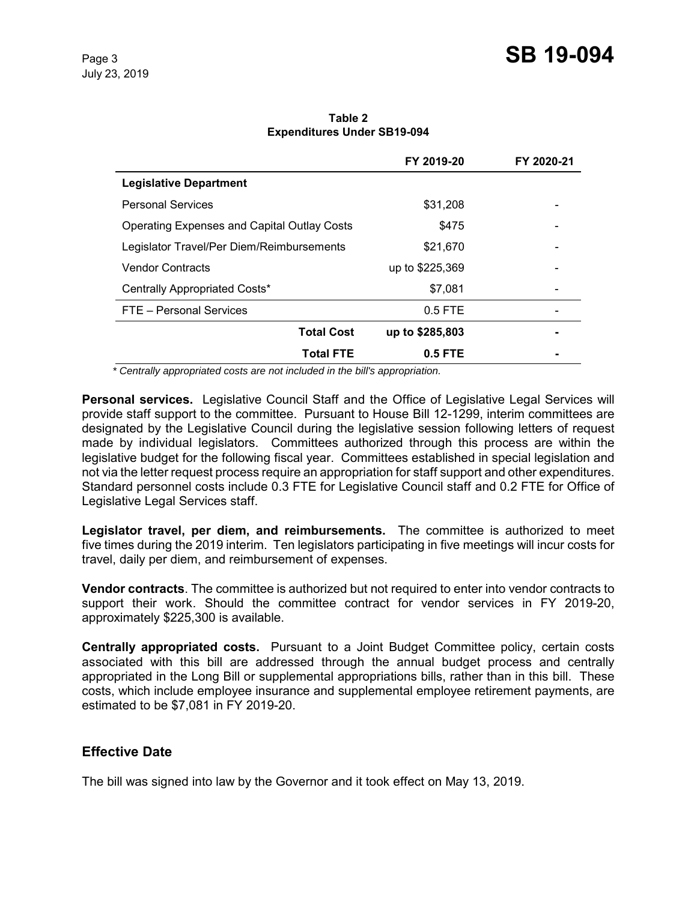**Table 2**
**Expenditures Under SB19-094**

| | FY 2019-20 | FY 2020-21 |
|---|---|---|
| **Legislative Department** | | |
| Personal Services | $31,208 | - |
| Operating Expenses and Capital Outlay Costs | $475 | - |
| Legislator Travel/Per Diem/Reimbursements | $21,670 | - |
| Vendor Contracts | up to $225,369 | - |
| Centrally Appropriated Costs* | $7,081 | - |
| FTE – Personal Services | 0.5 FTE | - |
| **Total Cost** | **up to $285,803** | **-** |
| **Total FTE** | **0.5 FTE** | **-** |

*\* Centrally appropriated costs are not included in the bill's appropriation.*

**Personal services.** Legislative Council Staff and the Office of Legislative Legal Services will provide staff support to the committee. Pursuant to House Bill 12-1299, interim committees are designated by the Legislative Council during the legislative session following letters of request made by individual legislators. Committees authorized through this process are within the legislative budget for the following fiscal year. Committees established in special legislation and not via the letter request process require an appropriation for staff support and other expenditures. Standard personnel costs include 0.3 FTE for Legislative Council staff and 0.2 FTE for Office of Legislative Legal Services staff.

**Legislator travel, per diem, and reimbursements.** The committee is authorized to meet five times during the 2019 interim. Ten legislators participating in five meetings will incur costs for travel, daily per diem, and reimbursement of expenses.

**Vendor contracts**. The committee is authorized but not required to enter into vendor contracts to support their work. Should the committee contract for vendor services in FY 2019-20, approximately $225,300 is available.

**Centrally appropriated costs.** Pursuant to a Joint Budget Committee policy, certain costs associated with this bill are addressed through the annual budget process and centrally appropriated in the Long Bill or supplemental appropriations bills, rather than in this bill. These costs, which include employee insurance and supplemental employee retirement payments, are estimated to be $7,081 in FY 2019-20.

## Effective Date

The bill was signed into law by the Governor and it took effect on May 13, 2019.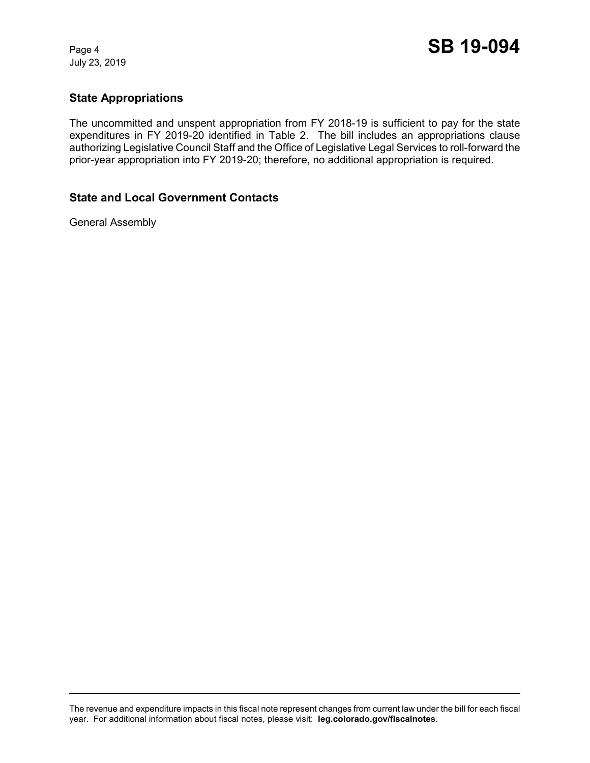## State Appropriations

The uncommitted and unspent appropriation from FY 2018-19 is sufficient to pay for the state expenditures in FY 2019-20 identified in Table 2. The bill includes an appropriations clause authorizing Legislative Council Staff and the Office of Legislative Legal Services to roll-forward the prior-year appropriation into FY 2019-20; therefore, no additional appropriation is required.

## State and Local Government Contacts

General Assembly

The revenue and expenditure impacts in this fiscal note represent changes from current law under the bill for each fiscal year. For additional information about fiscal notes, please visit: **leg.colorado.gov/fiscalnotes**.